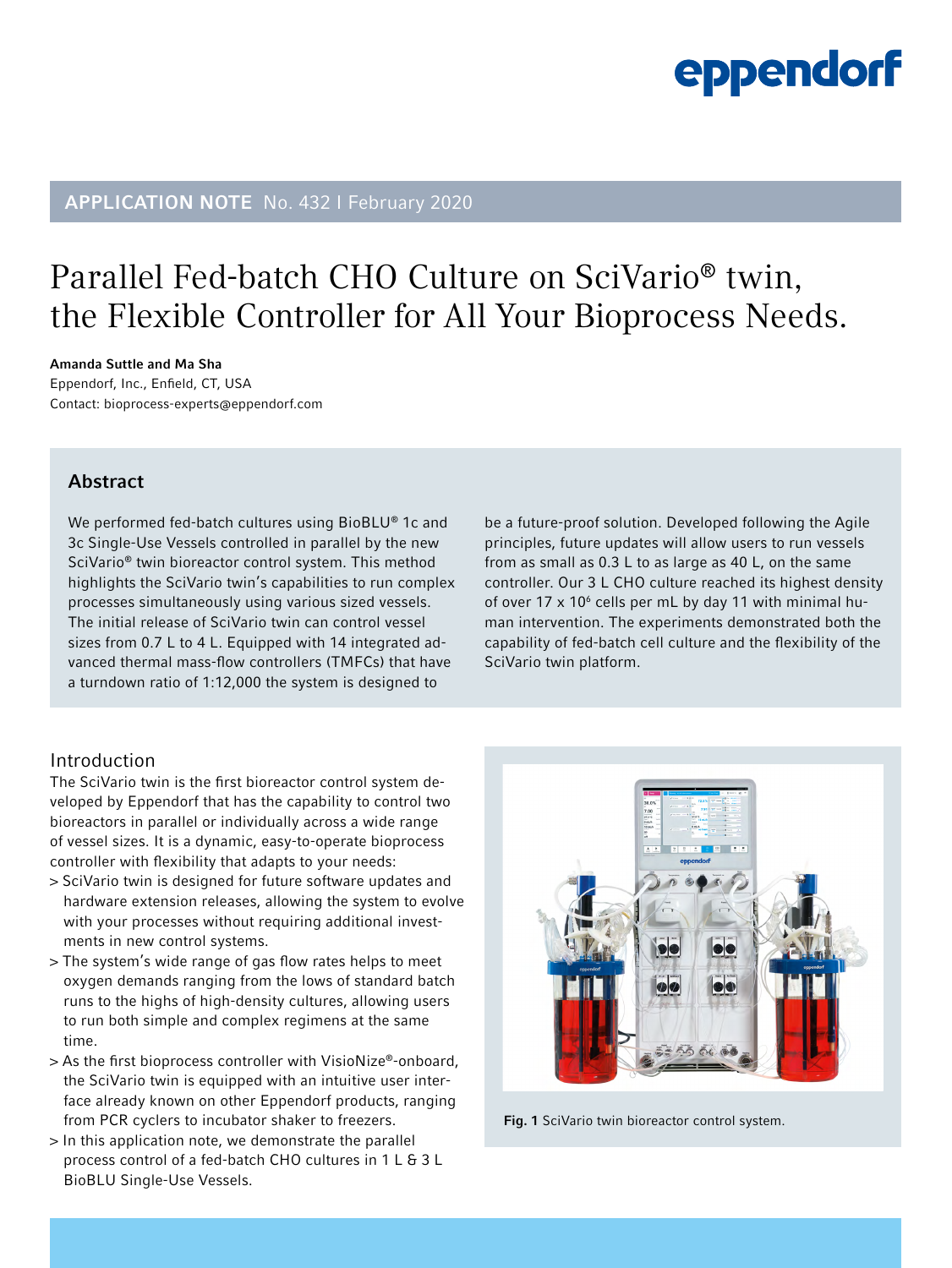eppendorf

**APPLICATION NOTE** No. 432 I February 2020

# Parallel Fed-batch CHO Culture on SciVario® twin, the Flexible Controller for All Your Bioprocess Needs.

**Amanda Suttle and Ma Sha**
Eppendorf, Inc., Enfield, CT, USA
Contact: bioprocess-experts@eppendorf.com

## Abstract

We performed fed-batch cultures using BioBLU® 1c and 3c Single-Use Vessels controlled in parallel by the new SciVario® twin bioreactor control system. This method highlights the SciVario twin's capabilities to run complex processes simultaneously using various sized vessels. The initial release of SciVario twin can control vessel sizes from 0.7 L to 4 L. Equipped with 14 integrated advanced thermal mass-flow controllers (TMFCs) that have a turndown ratio of 1:12,000 the system is designed to be a future-proof solution. Developed following the Agile principles, future updates will allow users to run vessels from as small as 0.3 L to as large as 40 L, on the same controller. Our 3 L CHO culture reached its highest density of over 17 x $10^6$ cells per mL by day 11 with minimal human intervention. The experiments demonstrated both the capability of fed-batch cell culture and the flexibility of the SciVario twin platform.

## Introduction

The SciVario twin is the first bioreactor control system developed by Eppendorf that has the capability to control two bioreactors in parallel or individually across a wide range of vessel sizes. It is a dynamic, easy-to-operate bioprocess controller with flexibility that adapts to your needs:

> SciVario twin is designed for future software updates and hardware extension releases, allowing the system to evolve with your processes without requiring additional investments in new control systems.

> The system's wide range of gas flow rates helps to meet oxygen demands ranging from the lows of standard batch runs to the highs of high-density cultures, allowing users to run both simple and complex regimens at the same time.

> As the first bioprocess controller with VisioNize®-onboard, the SciVario twin is equipped with an intuitive user interface already known on other Eppendorf products, ranging from PCR cyclers to incubator shaker to freezers.

> In this application note, we demonstrate the parallel process control of a fed-batch CHO cultures in 1 L & 3 L BioBLU Single-Use Vessels.

**Fig. 1** SciVario twin bioreactor control system.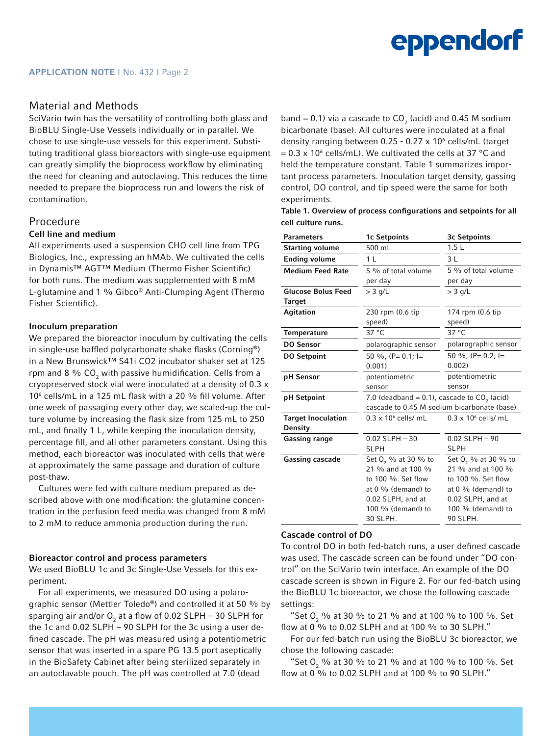## Material and Methods

SciVario twin has the versatility of controlling both glass and BioBLU Single-Use Vessels individually or in parallel. We chose to use single-use vessels for this experiment. Substituting traditional glass bioreactors with single-use equipment can greatly simplify the bioprocess workflow by eliminating the need for cleaning and autoclaving. This reduces the time needed to prepare the bioprocess run and lowers the risk of contamination.

## Procedure

### Cell line and medium

All experiments used a suspension CHO cell line from TPG Biologics, Inc., expressing an hMAb. We cultivated the cells in Dynamis™ AGT™ Medium (Thermo Fisher Scientific) for both runs. The medium was supplemented with 8 mM L-glutamine and 1 % Gibco® Anti-Clumping Agent (Thermo Fisher Scientific).

### Inoculum preparation

We prepared the bioreactor inoculum by cultivating the cells in single-use baffled polycarbonate shake flasks (Corning®) in a New Brunswick™ S41i CO2 incubator shaker set at 125 rpm and 8 % $CO_2$ with passive humidification. Cells from a cryopreserved stock vial were inoculated at a density of 0.3 x $10^6$ cells/mL in a 125 mL flask with a 20 % fill volume. After one week of passaging every other day, we scaled-up the culture volume by increasing the flask size from 125 mL to 250 mL, and finally 1 L, while keeping the inoculation density, percentage fill, and all other parameters constant. Using this method, each bioreactor was inoculated with cells that were at approximately the same passage and duration of culture post-thaw.

Cultures were fed with culture medium prepared as described above with one modification: the glutamine concentration in the perfusion feed media was changed from 8 mM to 2 mM to reduce ammonia production during the run.

### Bioreactor control and process parameters

We used BioBLU 1c and 3c Single-Use Vessels for this experiment.

For all experiments, we measured DO using a polarographic sensor (Mettler Toledo®) and controlled it at 50 % by sparging air and/or $O_2$ at a flow of 0.02 SLPH – 30 SLPH for the 1c and 0.02 SLPH – 90 SLPH for the 3c using a user defined cascade. The pH was measured using a potentiometric sensor that was inserted in a spare PG 13.5 port aseptically in the BioSafety Cabinet after being sterilized separately in an autoclavable pouch. The pH was controlled at 7.0 (dead band = 0.1) via a cascade to $CO_2$ (acid) and 0.45 M sodium bicarbonate (base). All cultures were inoculated at a final density ranging between 0.25 - 0.27 x $10^6$ cells/mL (target = 0.3 x $10^6$ cells/mL). We cultivated the cells at 37 °C and held the temperature constant. Table 1 summarizes important process parameters. Inoculation target density, gassing control, DO control, and tip speed were the same for both experiments.

**Table 1. Overview of process configurations and setpoints for all cell culture runs.**

| Parameters | 1c Setpoints | 3c Setpoints |
|---|---|---|
| **Starting volume** | 500 mL | 1.5 L |
| **Ending volume** | 1 L | 3 L |
| **Medium Feed Rate** | 5 % of total volume per day | 5 % of total volume per day |
| **Glucose Bolus Feed Target** | > 3 g/L | > 3 g/L |
| **Agitation** | 230 rpm (0.6 tip speed) | 174 rpm (0.6 tip speed) |
| **Temperature** | 37 °C | 37 °C |
| **DO Sensor** | polarographic sensor | polarographic sensor |
| **DO Setpoint** | 50 %, (P= 0.1; I= 0.001) | 50 %, (P= 0.2; I= 0.002) |
| **pH Sensor** | potentiometric sensor | potentiometric sensor |
| **pH Setpoint** | 7.0 (deadband = 0.1), cascade to $CO_2$ (acid) cascade to 0.45 M sodium bicarbonate (base) | |
| **Target Inoculation Density** | 0.3 x $10^6$ cells/ mL | 0.3 x $10^6$ cells/ mL |
| **Gassing range** | 0.02 SLPH – 30 SLPH | 0.02 SLPH – 90 SLPH |
| **Gassing cascade** | Set $O_2$ % at 30 % to 21 % and at 100 % to 100 %. Set flow at 0 % (demand) to 0.02 SLPH, and at 100 % (demand) to 30 SLPH. | Set $O_2$ % at 30 % to 21 % and at 100 % to 100 %. Set flow at 0 % (demand) to 0.02 SLPH, and at 100 % (demand) to 90 SLPH. |

### Cascade control of DO

To control DO in both fed-batch runs, a user defined cascade was used. The cascade screen can be found under "DO control" on the SciVario twin interface. An example of the DO cascade screen is shown in Figure 2. For our fed-batch using the BioBLU 1c bioreactor, we chose the following cascade settings:

"Set $O_2$ % at 30 % to 21 % and at 100 % to 100 %. Set flow at 0 % to 0.02 SLPH and at 100 % to 30 SLPH."

For our fed-batch run using the BioBLU 3c bioreactor, we chose the following cascade:

"Set $O_2$ % at 30 % to 21 % and at 100 % to 100 %. Set flow at 0 % to 0.02 SLPH and at 100 % to 90 SLPH."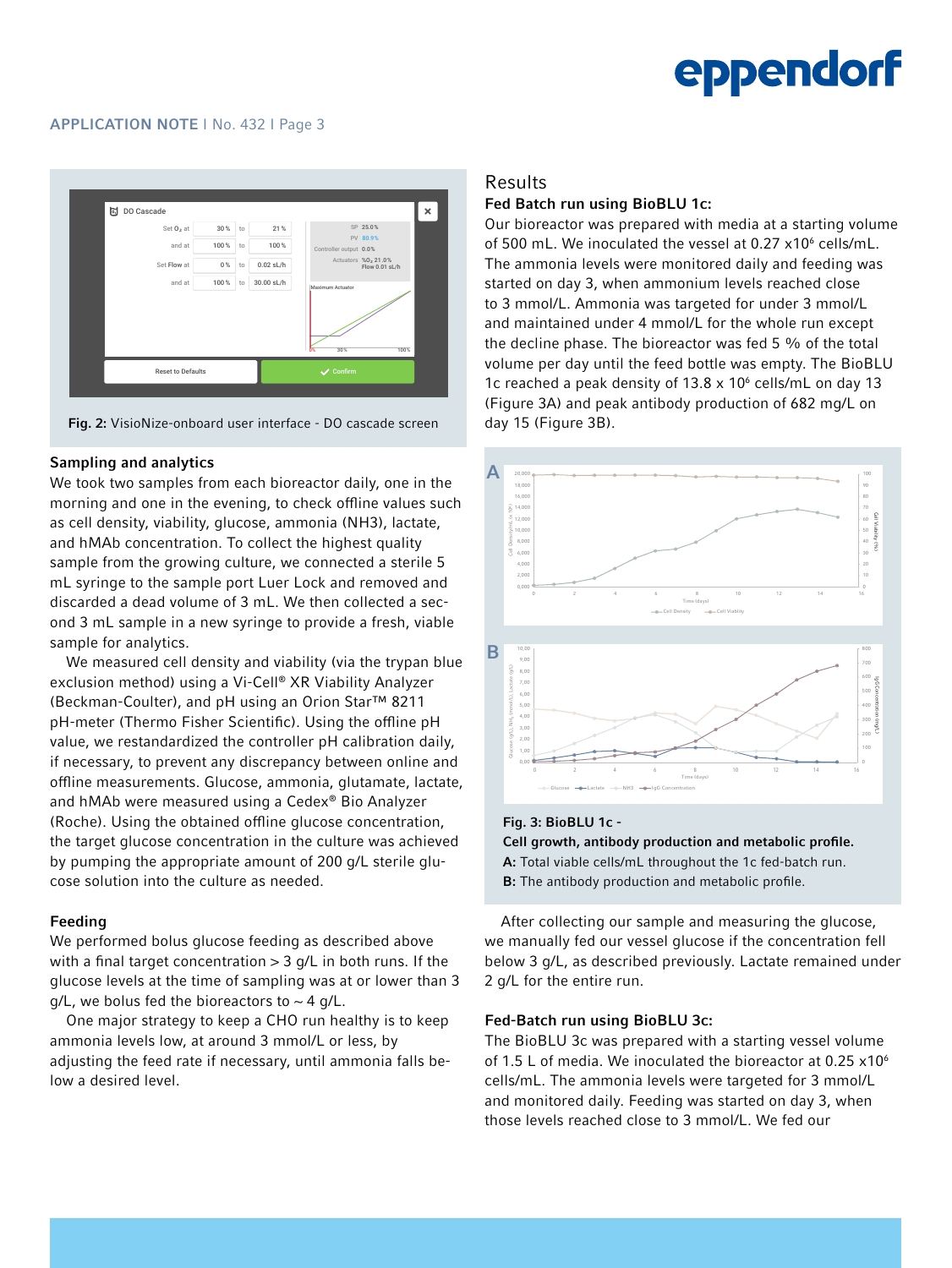Fig. 2: VisioNize-onboard user interface - DO cascade screen

### Sampling and analytics

We took two samples from each bioreactor daily, one in the morning and one in the evening, to check offline values such as cell density, viability, glucose, ammonia (NH3), lactate, and hMAb concentration. To collect the highest quality sample from the growing culture, we connected a sterile 5 mL syringe to the sample port Luer Lock and removed and discarded a dead volume of 3 mL. We then collected a second 3 mL sample in a new syringe to provide a fresh, viable sample for analytics.

We measured cell density and viability (via the trypan blue exclusion method) using a Vi-Cell® XR Viability Analyzer (Beckman-Coulter), and pH using an Orion Star™ 8211 pH-meter (Thermo Fisher Scientific). Using the offline pH value, we restandardized the controller pH calibration daily, if necessary, to prevent any discrepancy between online and offline measurements. Glucose, ammonia, glutamate, lactate, and hMAb were measured using a Cedex® Bio Analyzer (Roche). Using the obtained offline glucose concentration, the target glucose concentration in the culture was achieved by pumping the appropriate amount of 200 g/L sterile glucose solution into the culture as needed.

### Feeding

We performed bolus glucose feeding as described above with a final target concentration > 3 g/L in both runs. If the glucose levels at the time of sampling was at or lower than 3 g/L, we bolus fed the bioreactors to ~ 4 g/L.

One major strategy to keep a CHO run healthy is to keep ammonia levels low, at around 3 mmol/L or less, by adjusting the feed rate if necessary, until ammonia falls below a desired level.

## Results

### Fed Batch run using BioBLU 1c:

Our bioreactor was prepared with media at a starting volume of 500 mL. We inoculated the vessel at 0.27 x10$^6$ cells/mL. The ammonia levels were monitored daily and feeding was started on day 3, when ammonium levels reached close to 3 mmol/L. Ammonia was targeted for under 3 mmol/L and maintained under 4 mmol/L for the whole run except the decline phase. The bioreactor was fed 5 % of the total volume per day until the feed bottle was empty. The BioBLU 1c reached a peak density of 13.8 x 10$^6$ cells/mL on day 13 (Figure 3A) and peak antibody production of 682 mg/L on day 15 (Figure 3B).

**Fig. 3: BioBLU 1c - Cell growth, antibody production and metabolic profile.**
**A:** Total viable cells/mL throughout the 1c fed-batch run.
**B:** The antibody production and metabolic profile.

After collecting our sample and measuring the glucose, we manually fed our vessel glucose if the concentration fell below 3 g/L, as described previously. Lactate remained under 2 g/L for the entire run.

### Fed-Batch run using BioBLU 3c:

The BioBLU 3c was prepared with a starting vessel volume of 1.5 L of media. We inoculated the bioreactor at 0.25 x10$^6$ cells/mL. The ammonia levels were targeted for 3 mmol/L and monitored daily. Feeding was started on day 3, when those levels reached close to 3 mmol/L. We fed our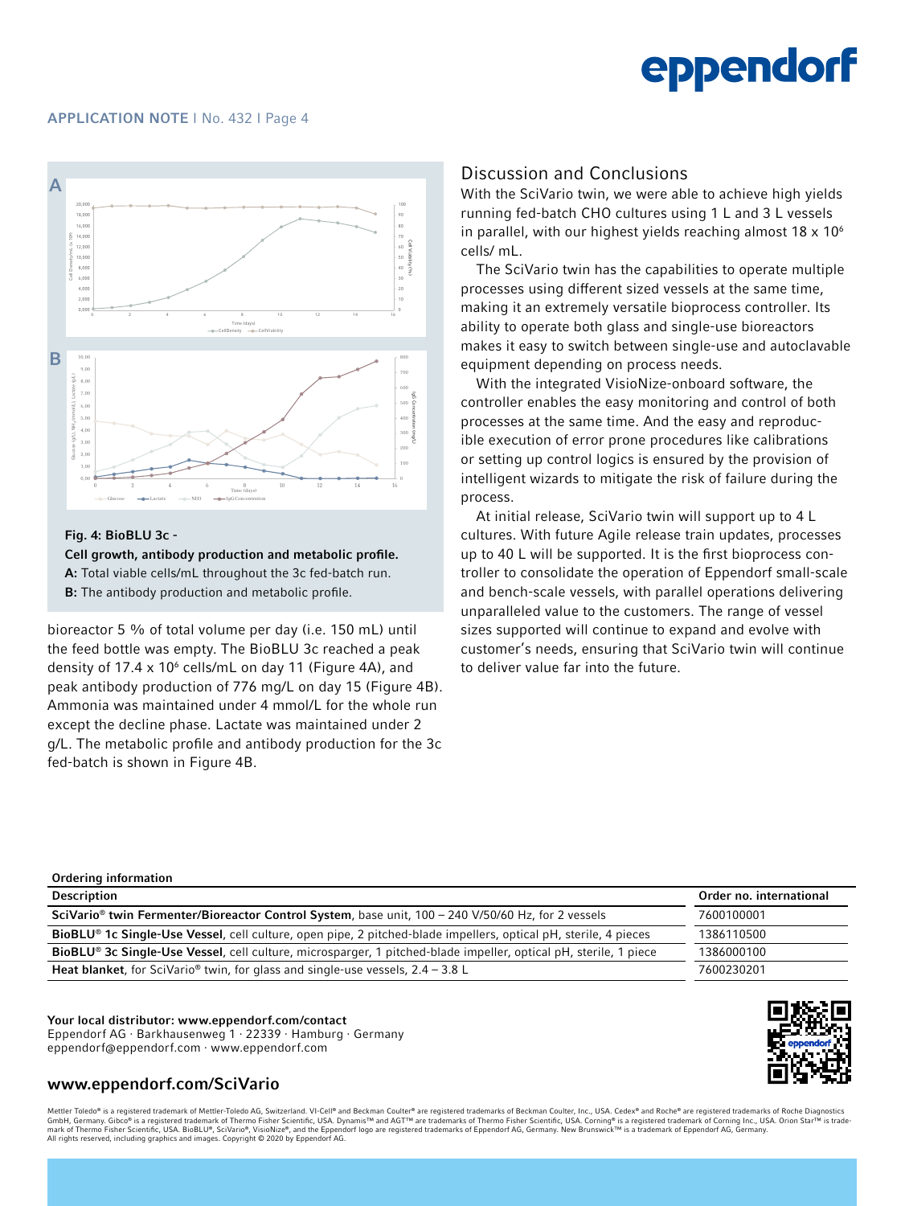A

20,000
18,000
16,000
14,000
12,000
10,000
8,000
6,000
4,000
2,000
0,000

Cell Density/mL (x 10³)

100
90
80
70
60
50
40
30
20
10
0

Cell Viability (%)

0 2 4 6 8 10 12 14 16

Time (days)

CellDensity CellViability

B

10,00
9,00
8,00
7,00
6,00
5,00
4,00
3,00
2,00
1,00
0,00

Glucose (g/L), NH₄ (mmol/L), Lactate (g/L)

800
700
600
500
400
300
200
100
0

IgG Concentration (mg/L)

0 2 4 6 8 10 12 14 16

Time (days)

Glucose Lactate NH3 IgG Concentration

**Fig. 4: BioBLU 3c -**
**Cell growth, antibody production and metabolic profile.**
**A:** Total viable cells/mL throughout the 3c fed-batch run.
**B:** The antibody production and metabolic profile.

bioreactor 5 % of total volume per day (i.e. 150 mL) until the feed bottle was empty. The BioBLU 3c reached a peak density of 17.4 x $10^6$ cells/mL on day 11 (Figure 4A), and peak antibody production of 776 mg/L on day 15 (Figure 4B). Ammonia was maintained under 4 mmol/L for the whole run except the decline phase. Lactate was maintained under 2 g/L. The metabolic profile and antibody production for the 3c fed-batch is shown in Figure 4B.

## Discussion and Conclusions

With the SciVario twin, we were able to achieve high yields running fed-batch CHO cultures using 1 L and 3 L vessels in parallel, with our highest yields reaching almost 18 x $10^6$ cells/ mL.

The SciVario twin has the capabilities to operate multiple processes using different sized vessels at the same time, making it an extremely versatile bioprocess controller. Its ability to operate both glass and single-use bioreactors makes it easy to switch between single-use and autoclavable equipment depending on process needs.

With the integrated VisioNize-onboard software, the controller enables the easy monitoring and control of both processes at the same time. And the easy and reproducible execution of error prone procedures like calibrations or setting up control logics is ensured by the provision of intelligent wizards to mitigate the risk of failure during the process.

At initial release, SciVario twin will support up to 4 L cultures. With future Agile release train updates, processes up to 40 L will be supported. It is the first bioprocess controller to consolidate the operation of Eppendorf small-scale and bench-scale vessels, with parallel operations delivering unparalleled value to the customers. The range of vessel sizes supported will continue to expand and evolve with customer's needs, ensuring that SciVario twin will continue to deliver value far into the future.

**Ordering information**

| Description | Order no. international |
|---|---|
| **SciVario® twin Fermenter/Bioreactor Control System**, base unit, 100 – 240 V/50/60 Hz, for 2 vessels | 7600100001 |
| **BioBLU® 1c Single-Use Vessel**, cell culture, open pipe, 2 pitched-blade impellers, optical pH, sterile, 4 pieces | 1386110500 |
| **BioBLU® 3c Single-Use Vessel**, cell culture, microsparger, 1 pitched-blade impeller, optical pH, sterile, 1 piece | 1386000100 |
| **Heat blanket**, for SciVario® twin, for glass and single-use vessels, 2.4 – 3.8 L | 7600230201 |

**Your local distributor: www.eppendorf.com/contact**
Eppendorf AG · Barkhausenweg 1 · 22339 · Hamburg · Germany
eppendorf@eppendorf.com · www.eppendorf.com

**www.eppendorf.com/SciVario**

Mettler Toledo® is a registered trademark of Mettler-Toledo AG, Switzerland. VI-Cell® and Beckman Coulter® are registered trademarks of Beckman Coulter, Inc., USA. Cedex® and Roche® are registered trademarks of Roche Diagnostics GmbH, Germany. Gibco® is a registered trademark of Thermo Fisher Scientific, USA. Dynamis™ and AGT™ are trademarks of Thermo Fisher Scientific, USA. Corning® is a registered trademark of Corning Inc., USA. Orion Star™ is trademark of Thermo Fisher Scientific, USA. BioBLU®, SciVario®, VisioNize®, and the Eppendorf logo are registered trademarks of Eppendorf AG, Germany. New Brunswick™ is a trademark of Eppendorf AG, Germany.
All rights reserved, including graphics and images. Copyright © 2020 by Eppendorf AG.